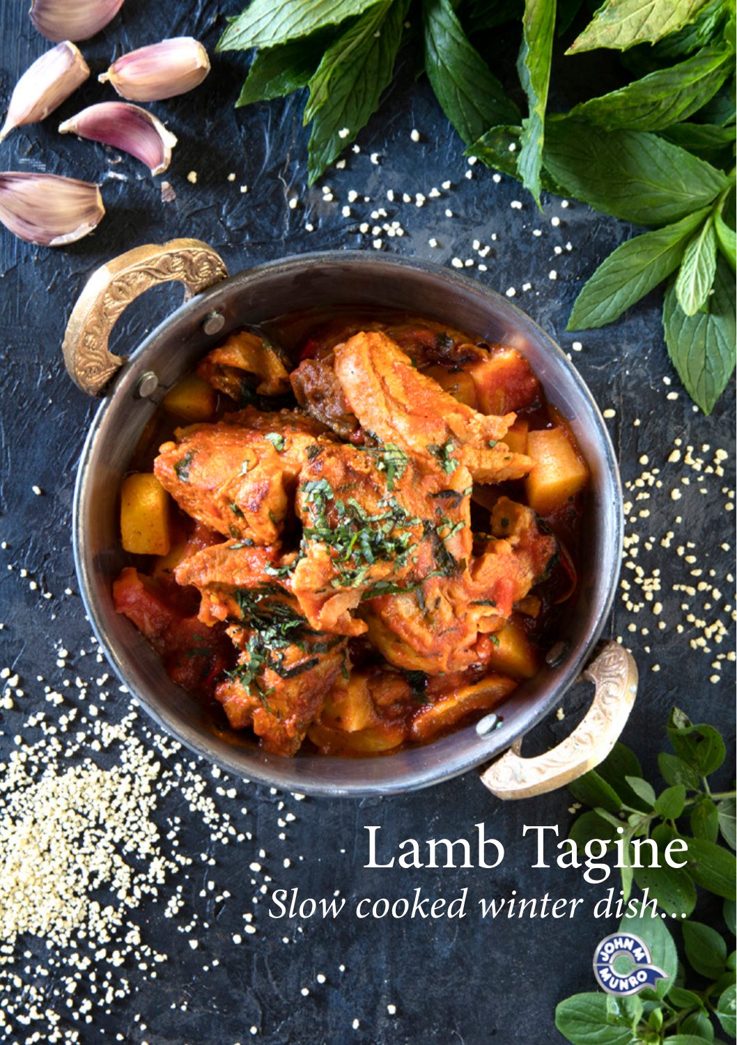# Lamb Tagine

*Slow cooked winter dish...*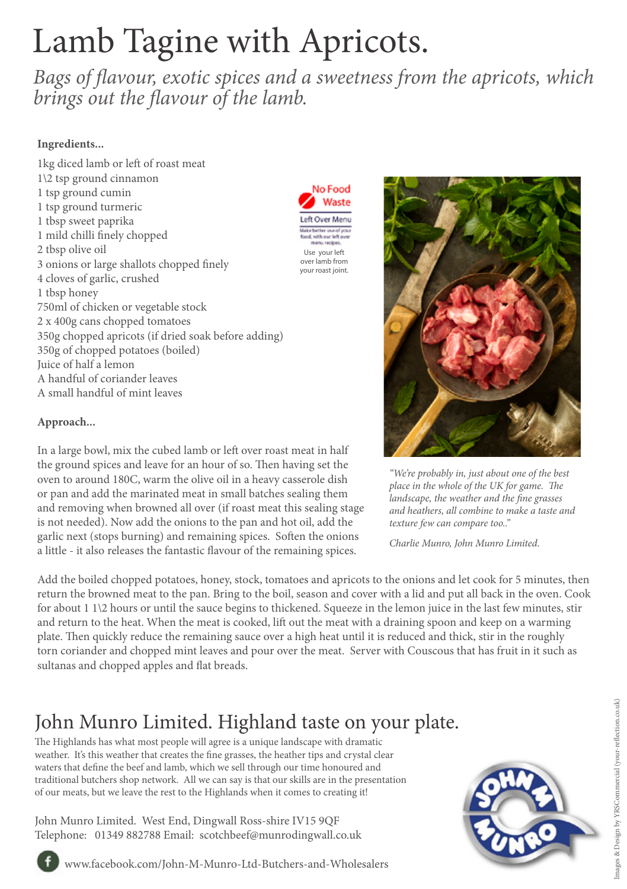# Lamb Tagine with Apricots.

*Bags of flavour, exotic spices and a sweetness from the apricots, which brings out the flavour of the lamb.*

**Ingredients...**

1kg diced lamb or left of roast meat
1\2 tsp ground cinnamon
1 tsp ground cumin
1 tsp ground turmeric
1 tbsp sweet paprika
1 mild chilli finely chopped
2 tbsp olive oil
3 onions or large shallots chopped finely
4 cloves of garlic, crushed
1 tbsp honey
750ml of chicken or vegetable stock
2 x 400g cans chopped tomatoes
350g chopped apricots (if dried soak before adding)
350g of chopped potatoes (boiled)
Juice of half a lemon
A handful of coriander leaves
A small handful of mint leaves

No Food Waste

Left Over Menu

Make better use of your food, with our left over menu recipes.

Use your left over lamb from your roast joint.

**Approach...**

In a large bowl, mix the cubed lamb or left over roast meat in half the ground spices and leave for an hour of so. Then having set the oven to around 180C, warm the olive oil in a heavy casserole dish or pan and add the marinated meat in small batches sealing them and removing when browned all over (if roast meat this sealing stage is not needed). Now add the onions to the pan and hot oil, add the garlic next (stops burning) and remaining spices. Soften the onions a little - it also releases the fantastic flavour of the remaining spices.

Add the boiled chopped potatoes, honey, stock, tomatoes and apricots to the onions and let cook for 5 minutes, then return the browned meat to the pan. Bring to the boil, season and cover with a lid and put all back in the oven. Cook for about 1 1\2 hours or until the sauce begins to thickened. Squeeze in the lemon juice in the last few minutes, stir and return to the heat. When the meat is cooked, lift out the meat with a draining spoon and keep on a warming plate. Then quickly reduce the remaining sauce over a high heat until it is reduced and thick, stir in the roughly torn coriander and chopped mint leaves and pour over the meat. Server with Couscous that has fruit in it such as sultanas and chopped apples and flat breads.

*"We're probably in, just about one of the best place in the whole of the UK for game. The landscape, the weather and the fine grasses and heathers, all combine to make a taste and texture few can compare too.."*

*Charlie Munro, John Munro Limited.*

## John Munro Limited. Highland taste on your plate.

The Highlands has what most people will agree is a unique landscape with dramatic weather. It's this weather that creates the fine grasses, the heather tips and crystal clear waters that define the beef and lamb, which we sell through our time honoured and traditional butchers shop network. All we can say is that our skills are in the presentation of our meats, but we leave the rest to the Highlands when it comes to creating it!

John Munro Limited. West End, Dingwall Ross-shire IV15 9QF
Telephone: 01349 882788 Email: scotchbeef@munrodingwall.co.uk

www.facebook.com/John-M-Munro-Ltd-Butchers-and-Wholesalers

Images & Design by YRSCommercial (your-reflection.co.uk)